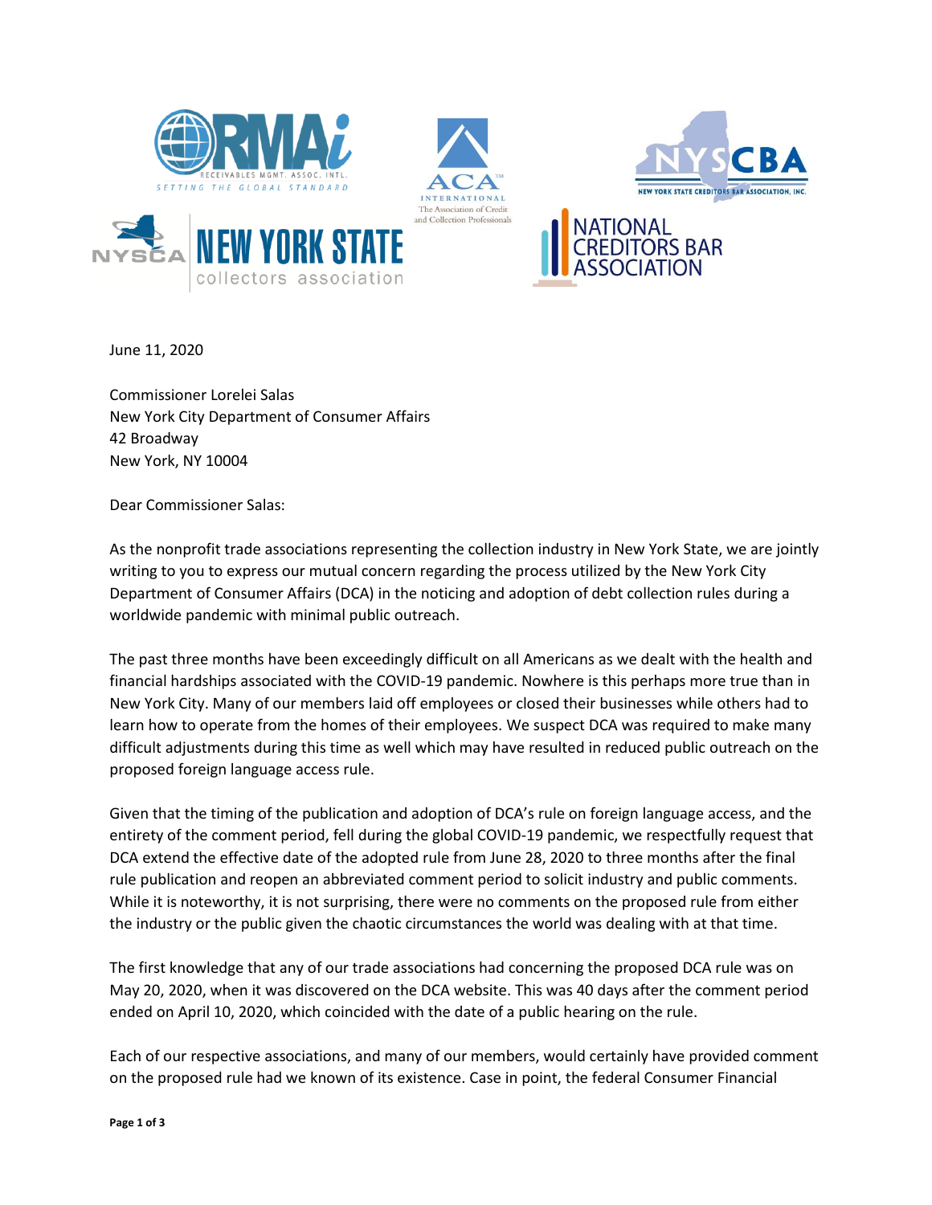June 11, 2020

Commissioner Lorelei Salas
New York City Department of Consumer Affairs
42 Broadway
New York, NY 10004

Dear Commissioner Salas:

As the nonprofit trade associations representing the collection industry in New York State, we are jointly writing to you to express our mutual concern regarding the process utilized by the New York City Department of Consumer Affairs (DCA) in the noticing and adoption of debt collection rules during a worldwide pandemic with minimal public outreach.

The past three months have been exceedingly difficult on all Americans as we dealt with the health and financial hardships associated with the COVID-19 pandemic. Nowhere is this perhaps more true than in New York City. Many of our members laid off employees or closed their businesses while others had to learn how to operate from the homes of their employees. We suspect DCA was required to make many difficult adjustments during this time as well which may have resulted in reduced public outreach on the proposed foreign language access rule.

Given that the timing of the publication and adoption of DCA's rule on foreign language access, and the entirety of the comment period, fell during the global COVID-19 pandemic, we respectfully request that DCA extend the effective date of the adopted rule from June 28, 2020 to three months after the final rule publication and reopen an abbreviated comment period to solicit industry and public comments. While it is noteworthy, it is not surprising, there were no comments on the proposed rule from either the industry or the public given the chaotic circumstances the world was dealing with at that time.

The first knowledge that any of our trade associations had concerning the proposed DCA rule was on May 20, 2020, when it was discovered on the DCA website. This was 40 days after the comment period ended on April 10, 2020, which coincided with the date of a public hearing on the rule.

Each of our respective associations, and many of our members, would certainly have provided comment on the proposed rule had we known of its existence. Case in point, the federal Consumer Financial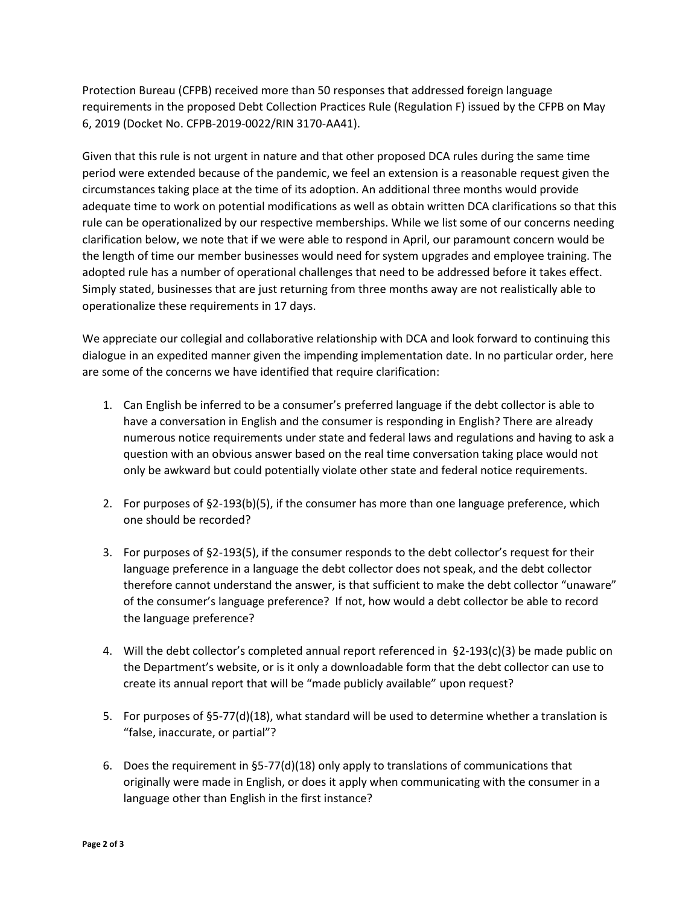Protection Bureau (CFPB) received more than 50 responses that addressed foreign language requirements in the proposed Debt Collection Practices Rule (Regulation F) issued by the CFPB on May 6, 2019 (Docket No. CFPB-2019-0022/RIN 3170-AA41).

Given that this rule is not urgent in nature and that other proposed DCA rules during the same time period were extended because of the pandemic, we feel an extension is a reasonable request given the circumstances taking place at the time of its adoption. An additional three months would provide adequate time to work on potential modifications as well as obtain written DCA clarifications so that this rule can be operationalized by our respective memberships. While we list some of our concerns needing clarification below, we note that if we were able to respond in April, our paramount concern would be the length of time our member businesses would need for system upgrades and employee training. The adopted rule has a number of operational challenges that need to be addressed before it takes effect. Simply stated, businesses that are just returning from three months away are not realistically able to operationalize these requirements in 17 days.

We appreciate our collegial and collaborative relationship with DCA and look forward to continuing this dialogue in an expedited manner given the impending implementation date. In no particular order, here are some of the concerns we have identified that require clarification:

1. Can English be inferred to be a consumer's preferred language if the debt collector is able to have a conversation in English and the consumer is responding in English? There are already numerous notice requirements under state and federal laws and regulations and having to ask a question with an obvious answer based on the real time conversation taking place would not only be awkward but could potentially violate other state and federal notice requirements.

2. For purposes of §2-193(b)(5), if the consumer has more than one language preference, which one should be recorded?

3. For purposes of §2-193(5), if the consumer responds to the debt collector's request for their language preference in a language the debt collector does not speak, and the debt collector therefore cannot understand the answer, is that sufficient to make the debt collector "unaware" of the consumer's language preference? If not, how would a debt collector be able to record the language preference?

4. Will the debt collector's completed annual report referenced in §2-193(c)(3) be made public on the Department's website, or is it only a downloadable form that the debt collector can use to create its annual report that will be "made publicly available" upon request?

5. For purposes of §5-77(d)(18), what standard will be used to determine whether a translation is "false, inaccurate, or partial"?

6. Does the requirement in §5-77(d)(18) only apply to translations of communications that originally were made in English, or does it apply when communicating with the consumer in a language other than English in the first instance?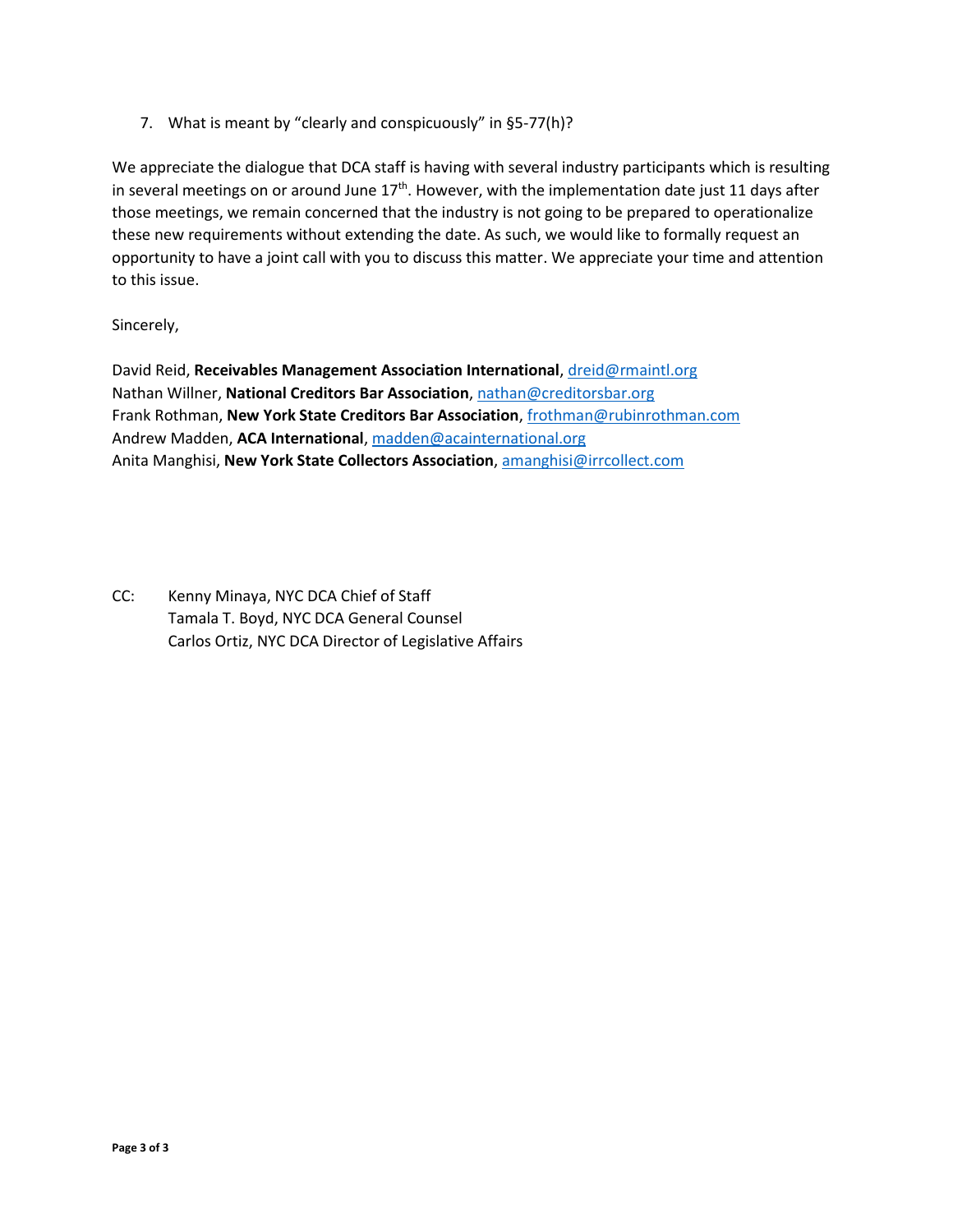7. What is meant by "clearly and conspicuously" in §5-77(h)?

We appreciate the dialogue that DCA staff is having with several industry participants which is resulting in several meetings on or around June 17th. However, with the implementation date just 11 days after those meetings, we remain concerned that the industry is not going to be prepared to operationalize these new requirements without extending the date. As such, we would like to formally request an opportunity to have a joint call with you to discuss this matter. We appreciate your time and attention to this issue.

Sincerely,

David Reid, **Receivables Management Association International**, dreid@rmaintl.org
Nathan Willner, **National Creditors Bar Association**, nathan@creditorsbar.org
Frank Rothman, **New York State Creditors Bar Association**, frothman@rubinrothman.com
Andrew Madden, **ACA International**, madden@acainternational.org
Anita Manghisi, **New York State Collectors Association**, amanghisi@irrcollect.com

CC: Kenny Minaya, NYC DCA Chief of Staff
Tamala T. Boyd, NYC DCA General Counsel
Carlos Ortiz, NYC DCA Director of Legislative Affairs